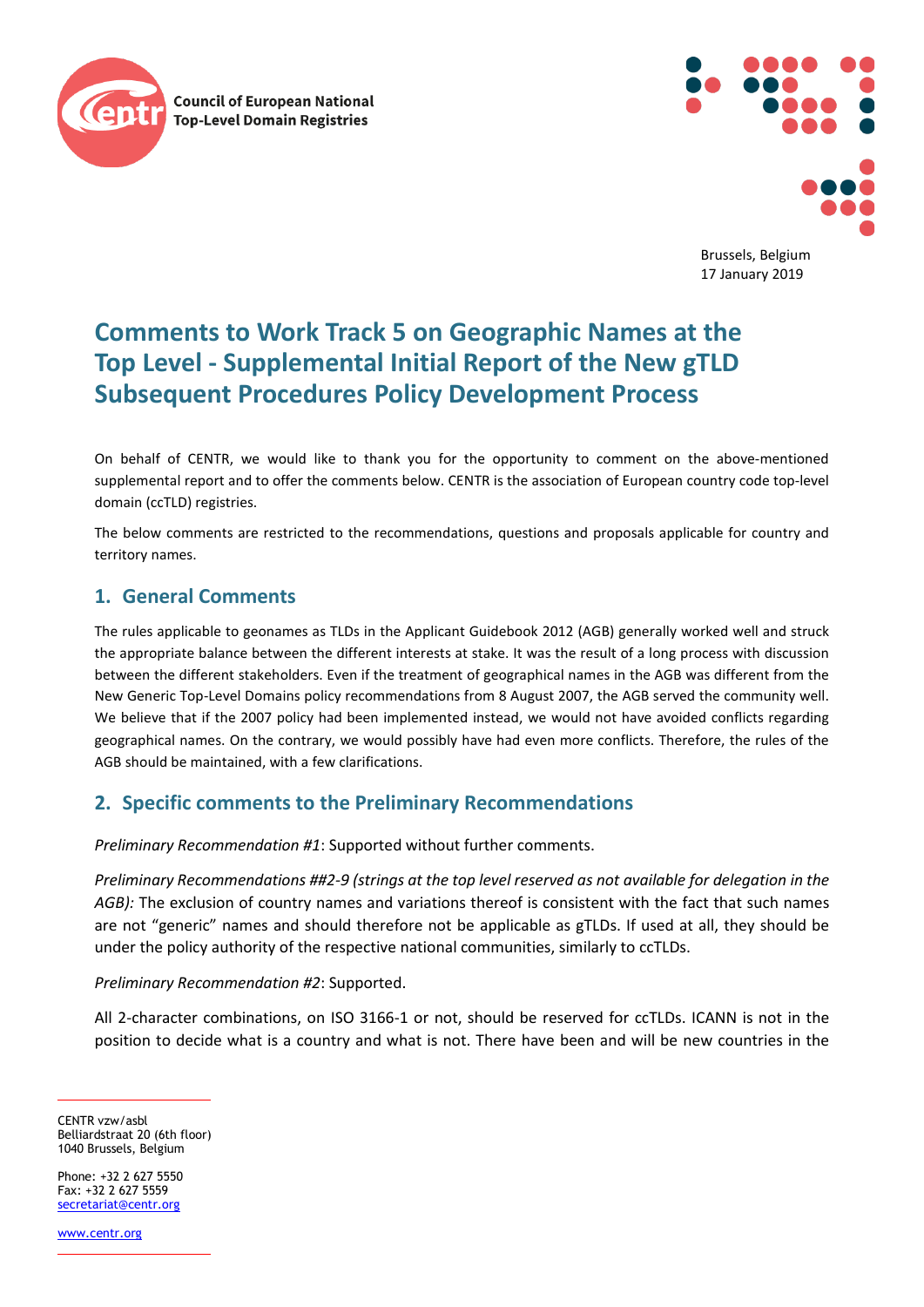Council of European National Top-Level Domain Registries

Brussels, Belgium
17 January 2019

# Comments to Work Track 5 on Geographic Names at the Top Level - Supplemental Initial Report of the New gTLD Subsequent Procedures Policy Development Process

On behalf of CENTR, we would like to thank you for the opportunity to comment on the above-mentioned supplemental report and to offer the comments below. CENTR is the association of European country code top-level domain (ccTLD) registries.

The below comments are restricted to the recommendations, questions and proposals applicable for country and territory names.

## 1. General Comments

The rules applicable to geonames as TLDs in the Applicant Guidebook 2012 (AGB) generally worked well and struck the appropriate balance between the different interests at stake. It was the result of a long process with discussion between the different stakeholders. Even if the treatment of geographical names in the AGB was different from the New Generic Top-Level Domains policy recommendations from 8 August 2007, the AGB served the community well. We believe that if the 2007 policy had been implemented instead, we would not have avoided conflicts regarding geographical names. On the contrary, we would possibly have had even more conflicts. Therefore, the rules of the AGB should be maintained, with a few clarifications.

## 2. Specific comments to the Preliminary Recommendations

*Preliminary Recommendation #1*: Supported without further comments.

*Preliminary Recommendations ##2-9 (strings at the top level reserved as not available for delegation in the AGB):* The exclusion of country names and variations thereof is consistent with the fact that such names are not "generic" names and should therefore not be applicable as gTLDs. If used at all, they should be under the policy authority of the respective national communities, similarly to ccTLDs.

*Preliminary Recommendation #2*: Supported.

All 2-character combinations, on ISO 3166-1 or not, should be reserved for ccTLDs. ICANN is not in the position to decide what is a country and what is not. There have been and will be new countries in the

CENTR vzw/asbl
Belliardstraat 20 (6th floor)
1040 Brussels, Belgium

Phone: +32 2 627 5550
Fax: +32 2 627 5559
secretariat@centr.org

www.centr.org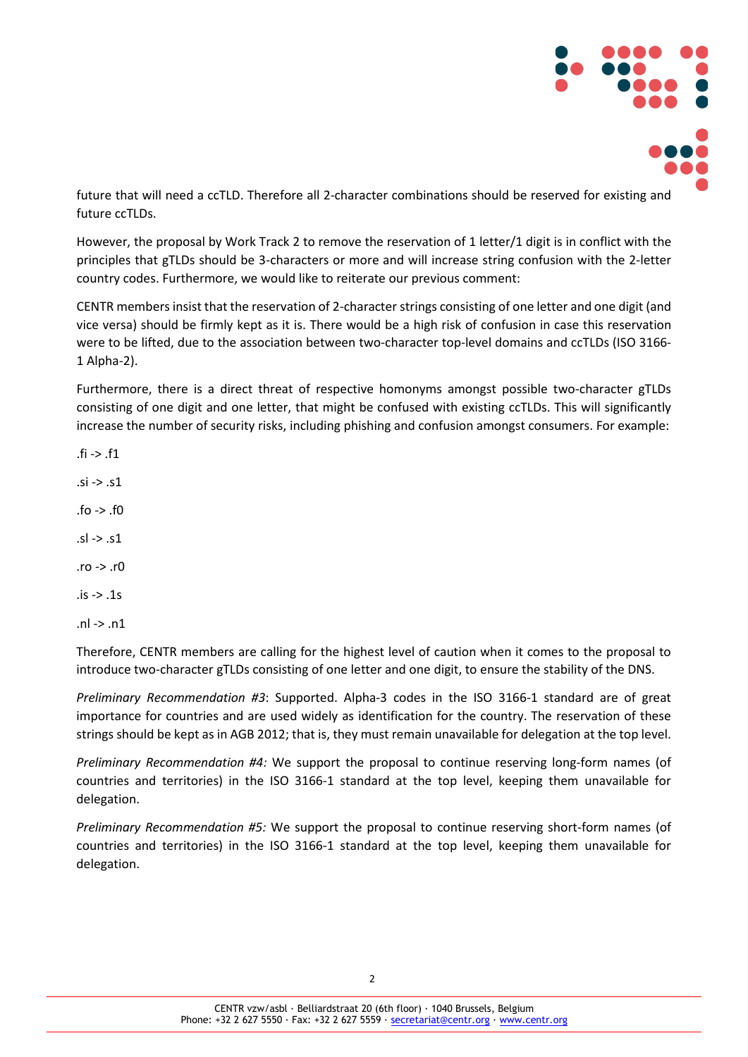future that will need a ccTLD. Therefore all 2-character combinations should be reserved for existing and future ccTLDs.

However, the proposal by Work Track 2 to remove the reservation of 1 letter/1 digit is in conflict with the principles that gTLDs should be 3-characters or more and will increase string confusion with the 2-letter country codes. Furthermore, we would like to reiterate our previous comment:

CENTR members insist that the reservation of 2-character strings consisting of one letter and one digit (and vice versa) should be firmly kept as it is. There would be a high risk of confusion in case this reservation were to be lifted, due to the association between two-character top-level domains and ccTLDs (ISO 3166-1 Alpha-2).

Furthermore, there is a direct threat of respective homonyms amongst possible two-character gTLDs consisting of one digit and one letter, that might be confused with existing ccTLDs. This will significantly increase the number of security risks, including phishing and confusion amongst consumers. For example:

.fi -> .f1

.si -> .s1

.fo -> .f0

.sl -> .s1

.ro -> .r0

.is -> .1s

.nl -> .n1

Therefore, CENTR members are calling for the highest level of caution when it comes to the proposal to introduce two-character gTLDs consisting of one letter and one digit, to ensure the stability of the DNS.

*Preliminary Recommendation #3*: Supported. Alpha-3 codes in the ISO 3166-1 standard are of great importance for countries and are used widely as identification for the country. The reservation of these strings should be kept as in AGB 2012; that is, they must remain unavailable for delegation at the top level.

*Preliminary Recommendation #4:* We support the proposal to continue reserving long-form names (of countries and territories) in the ISO 3166-1 standard at the top level, keeping them unavailable for delegation.

*Preliminary Recommendation #5:* We support the proposal to continue reserving short-form names (of countries and territories) in the ISO 3166-1 standard at the top level, keeping them unavailable for delegation.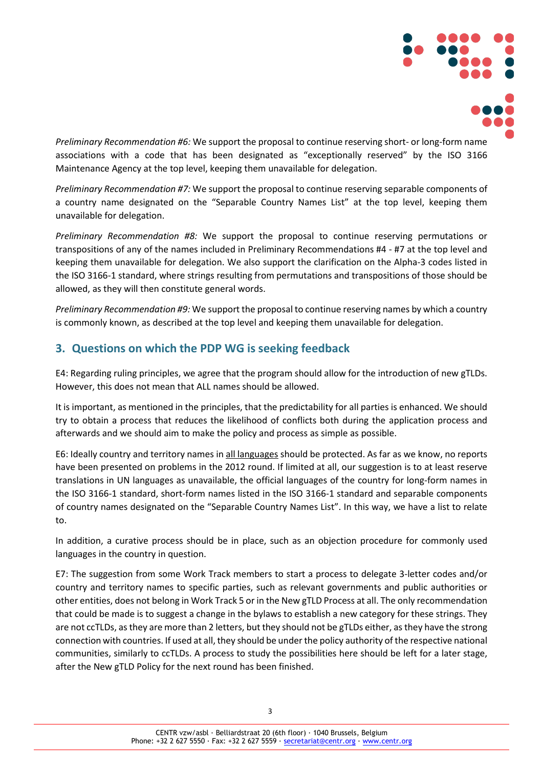*Preliminary Recommendation #6:* We support the proposal to continue reserving short- or long-form name associations with a code that has been designated as "exceptionally reserved" by the ISO 3166 Maintenance Agency at the top level, keeping them unavailable for delegation.

*Preliminary Recommendation #7:* We support the proposal to continue reserving separable components of a country name designated on the "Separable Country Names List" at the top level, keeping them unavailable for delegation.

*Preliminary Recommendation #8:* We support the proposal to continue reserving permutations or transpositions of any of the names included in Preliminary Recommendations #4 - #7 at the top level and keeping them unavailable for delegation. We also support the clarification on the Alpha-3 codes listed in the ISO 3166-1 standard, where strings resulting from permutations and transpositions of those should be allowed, as they will then constitute general words.

*Preliminary Recommendation #9:* We support the proposal to continue reserving names by which a country is commonly known, as described at the top level and keeping them unavailable for delegation.

## 3. Questions on which the PDP WG is seeking feedback

E4: Regarding ruling principles, we agree that the program should allow for the introduction of new gTLDs. However, this does not mean that ALL names should be allowed.

It is important, as mentioned in the principles, that the predictability for all parties is enhanced. We should try to obtain a process that reduces the likelihood of conflicts both during the application process and afterwards and we should aim to make the policy and process as simple as possible.

E6: Ideally country and territory names in <u>all languages</u> should be protected. As far as we know, no reports have been presented on problems in the 2012 round. If limited at all, our suggestion is to at least reserve translations in UN languages as unavailable, the official languages of the country for long-form names in the ISO 3166-1 standard, short-form names listed in the ISO 3166-1 standard and separable components of country names designated on the "Separable Country Names List". In this way, we have a list to relate to.

In addition, a curative process should be in place, such as an objection procedure for commonly used languages in the country in question.

E7: The suggestion from some Work Track members to start a process to delegate 3-letter codes and/or country and territory names to specific parties, such as relevant governments and public authorities or other entities, does not belong in Work Track 5 or in the New gTLD Process at all. The only recommendation that could be made is to suggest a change in the bylaws to establish a new category for these strings. They are not ccTLDs, as they are more than 2 letters, but they should not be gTLDs either, as they have the strong connection with countries. If used at all, they should be under the policy authority of the respective national communities, similarly to ccTLDs. A process to study the possibilities here should be left for a later stage, after the New gTLD Policy for the next round has been finished.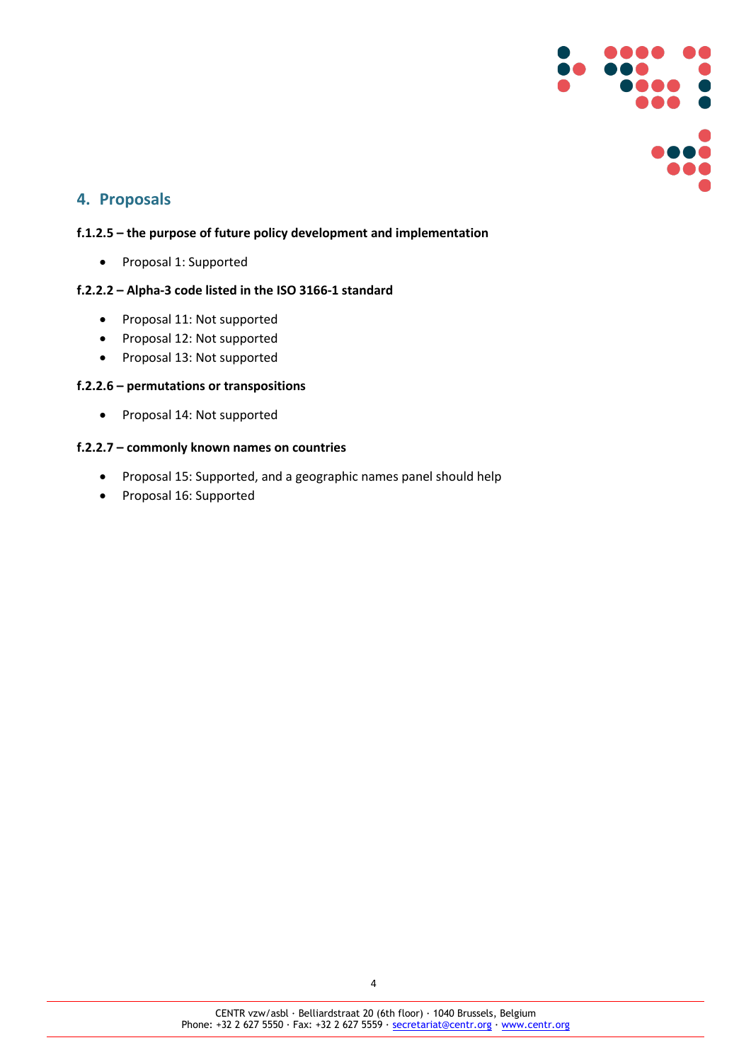## 4. Proposals

**f.1.2.5 – the purpose of future policy development and implementation**

- Proposal 1: Supported

**f.2.2.2 – Alpha-3 code listed in the ISO 3166-1 standard**

- Proposal 11: Not supported
- Proposal 12: Not supported
- Proposal 13: Not supported

**f.2.2.6 – permutations or transpositions**

- Proposal 14: Not supported

**f.2.2.7 – commonly known names on countries**

- Proposal 15: Supported, and a geographic names panel should help
- Proposal 16: Supported